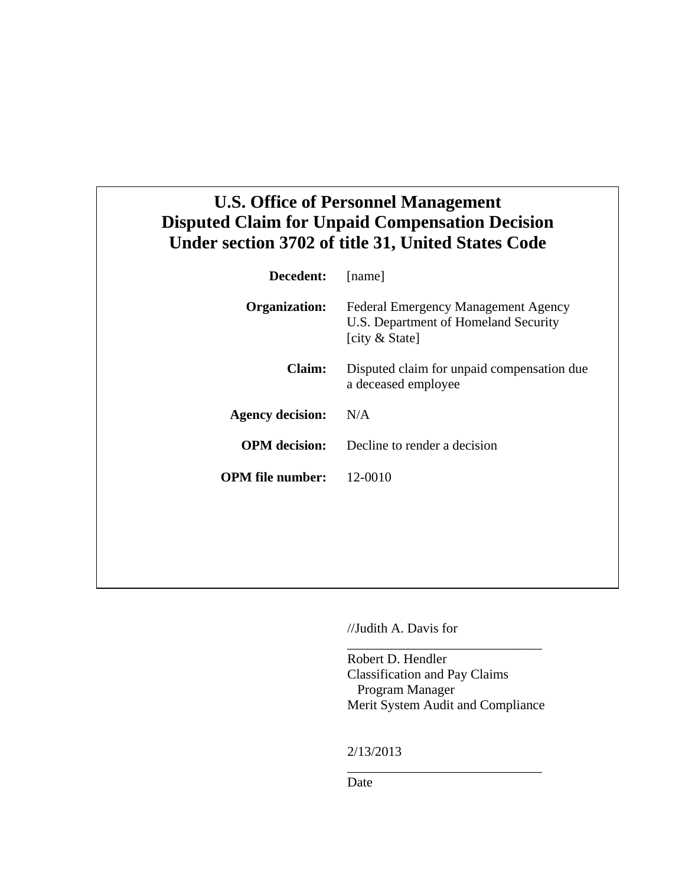# U.S. Office of Personnel Management
# Disputed Claim for Unpaid Compensation Decision
# Under section 3702 of title 31, United States Code

**Decedent:** [name]

**Organization:** Federal Emergency Management Agency
U.S. Department of Homeland Security
[city & State]

**Claim:** Disputed claim for unpaid compensation due a deceased employee

**Agency decision:** N/A

**OPM decision:** Decline to render a decision

**OPM file number:** 12-0010

//Judith A. Davis for

_____________________________

Robert D. Hendler
Classification and Pay Claims
Program Manager
Merit System Audit and Compliance

2/13/2013

_____________________________

Date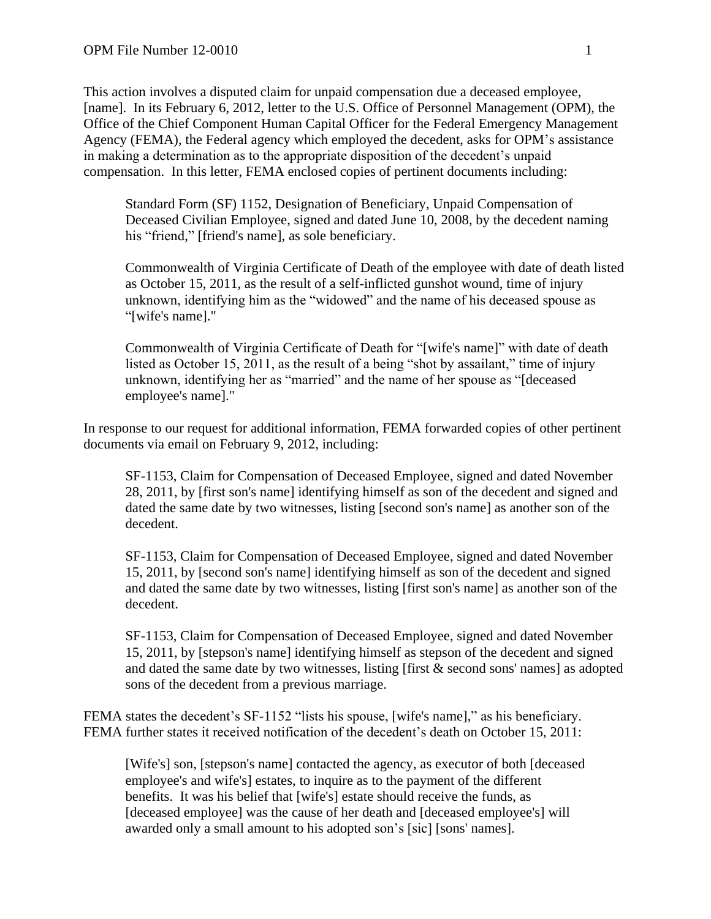This action involves a disputed claim for unpaid compensation due a deceased employee, [name]. In its February 6, 2012, letter to the U.S. Office of Personnel Management (OPM), the Office of the Chief Component Human Capital Officer for the Federal Emergency Management Agency (FEMA), the Federal agency which employed the decedent, asks for OPM's assistance in making a determination as to the appropriate disposition of the decedent's unpaid compensation. In this letter, FEMA enclosed copies of pertinent documents including:

> Standard Form (SF) 1152, Designation of Beneficiary, Unpaid Compensation of Deceased Civilian Employee, signed and dated June 10, 2008, by the decedent naming his "friend," [friend's name], as sole beneficiary.
>
> Commonwealth of Virginia Certificate of Death of the employee with date of death listed as October 15, 2011, as the result of a self-inflicted gunshot wound, time of injury unknown, identifying him as the "widowed" and the name of his deceased spouse as "[wife's name]."
>
> Commonwealth of Virginia Certificate of Death for "[wife's name]" with date of death listed as October 15, 2011, as the result of a being "shot by assailant," time of injury unknown, identifying her as "married" and the name of her spouse as "[deceased employee's name]."

In response to our request for additional information, FEMA forwarded copies of other pertinent documents via email on February 9, 2012, including:

> SF-1153, Claim for Compensation of Deceased Employee, signed and dated November 28, 2011, by [first son's name] identifying himself as son of the decedent and signed and dated the same date by two witnesses, listing [second son's name] as another son of the decedent.
>
> SF-1153, Claim for Compensation of Deceased Employee, signed and dated November 15, 2011, by [second son's name] identifying himself as son of the decedent and signed and dated the same date by two witnesses, listing [first son's name] as another son of the decedent.
>
> SF-1153, Claim for Compensation of Deceased Employee, signed and dated November 15, 2011, by [stepson's name] identifying himself as stepson of the decedent and signed and dated the same date by two witnesses, listing [first & second sons' names] as adopted sons of the decedent from a previous marriage.

FEMA states the decedent's SF-1152 "lists his spouse, [wife's name]," as his beneficiary. FEMA further states it received notification of the decedent's death on October 15, 2011:

> [Wife's] son, [stepson's name] contacted the agency, as executor of both [deceased employee's and wife's] estates, to inquire as to the payment of the different benefits. It was his belief that [wife's] estate should receive the funds, as [deceased employee] was the cause of her death and [deceased employee's] will awarded only a small amount to his adopted son's [sic] [sons' names].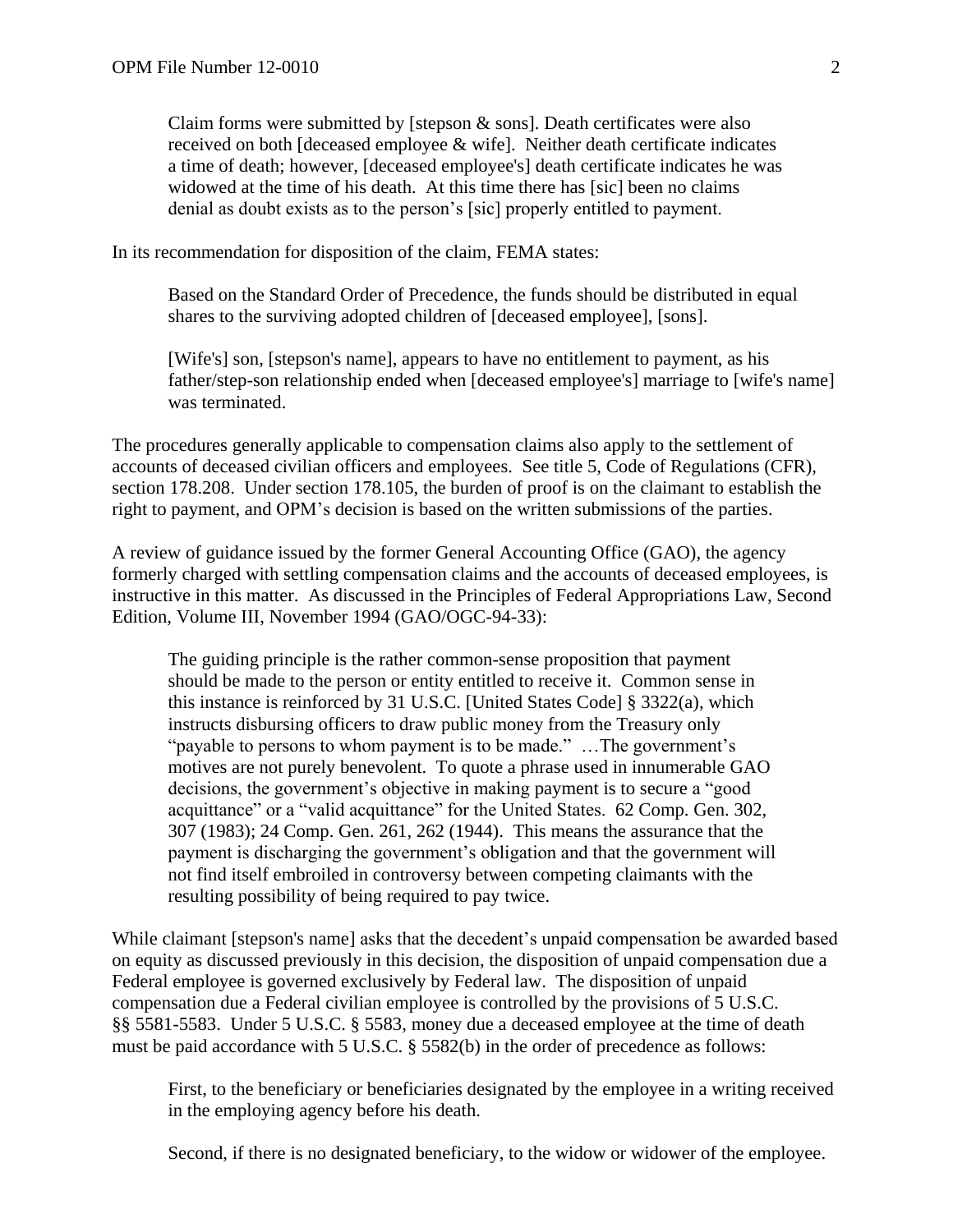Claim forms were submitted by [stepson & sons]. Death certificates were also received on both [deceased employee & wife]. Neither death certificate indicates a time of death; however, [deceased employee's] death certificate indicates he was widowed at the time of his death. At this time there has [sic] been no claims denial as doubt exists as to the person's [sic] properly entitled to payment.

In its recommendation for disposition of the claim, FEMA states:

> Based on the Standard Order of Precedence, the funds should be distributed in equal shares to the surviving adopted children of [deceased employee], [sons].
>
> [Wife's] son, [stepson's name], appears to have no entitlement to payment, as his father/step-son relationship ended when [deceased employee's] marriage to [wife's name] was terminated.

The procedures generally applicable to compensation claims also apply to the settlement of accounts of deceased civilian officers and employees. See title 5, Code of Regulations (CFR), section 178.208. Under section 178.105, the burden of proof is on the claimant to establish the right to payment, and OPM's decision is based on the written submissions of the parties.

A review of guidance issued by the former General Accounting Office (GAO), the agency formerly charged with settling compensation claims and the accounts of deceased employees, is instructive in this matter. As discussed in the Principles of Federal Appropriations Law, Second Edition, Volume III, November 1994 (GAO/OGC-94-33):

> The guiding principle is the rather common-sense proposition that payment should be made to the person or entity entitled to receive it. Common sense in this instance is reinforced by 31 U.S.C. [United States Code] § 3322(a), which instructs disbursing officers to draw public money from the Treasury only "payable to persons to whom payment is to be made." …The government's motives are not purely benevolent. To quote a phrase used in innumerable GAO decisions, the government's objective in making payment is to secure a "good acquittance" or a "valid acquittance" for the United States. 62 Comp. Gen. 302, 307 (1983); 24 Comp. Gen. 261, 262 (1944). This means the assurance that the payment is discharging the government's obligation and that the government will not find itself embroiled in controversy between competing claimants with the resulting possibility of being required to pay twice.

While claimant [stepson's name] asks that the decedent's unpaid compensation be awarded based on equity as discussed previously in this decision, the disposition of unpaid compensation due a Federal employee is governed exclusively by Federal law. The disposition of unpaid compensation due a Federal civilian employee is controlled by the provisions of 5 U.S.C. §§ 5581-5583. Under 5 U.S.C. § 5583, money due a deceased employee at the time of death must be paid accordance with 5 U.S.C. § 5582(b) in the order of precedence as follows:

> First, to the beneficiary or beneficiaries designated by the employee in a writing received in the employing agency before his death.
>
> Second, if there is no designated beneficiary, to the widow or widower of the employee.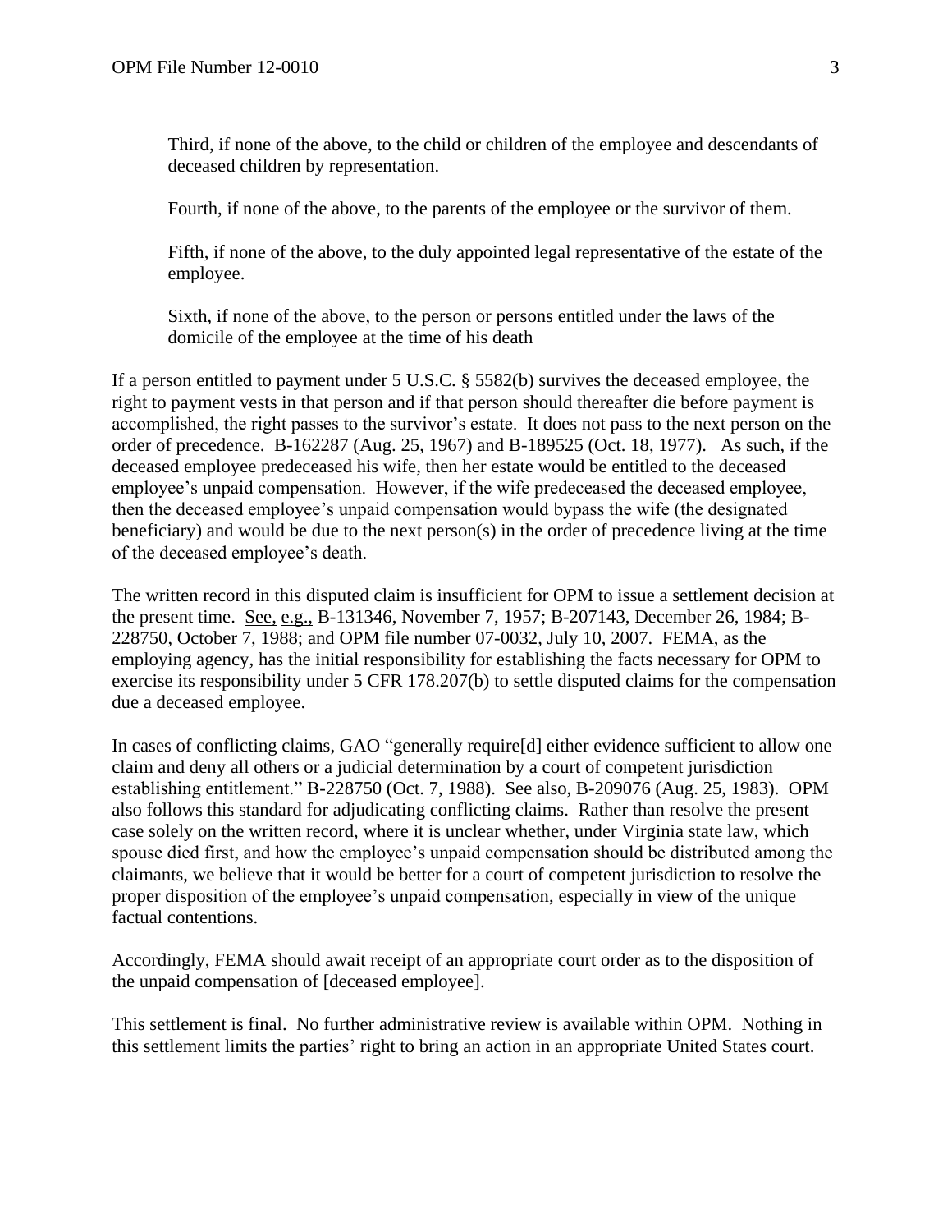Third, if none of the above, to the child or children of the employee and descendants of deceased children by representation.

Fourth, if none of the above, to the parents of the employee or the survivor of them.

Fifth, if none of the above, to the duly appointed legal representative of the estate of the employee.

Sixth, if none of the above, to the person or persons entitled under the laws of the domicile of the employee at the time of his death

If a person entitled to payment under 5 U.S.C. § 5582(b) survives the deceased employee, the right to payment vests in that person and if that person should thereafter die before payment is accomplished, the right passes to the survivor's estate. It does not pass to the next person on the order of precedence. B-162287 (Aug. 25, 1967) and B-189525 (Oct. 18, 1977). As such, if the deceased employee predeceased his wife, then her estate would be entitled to the deceased employee's unpaid compensation. However, if the wife predeceased the deceased employee, then the deceased employee's unpaid compensation would bypass the wife (the designated beneficiary) and would be due to the next person(s) in the order of precedence living at the time of the deceased employee's death.

The written record in this disputed claim is insufficient for OPM to issue a settlement decision at the present time. See, e.g., B-131346, November 7, 1957; B-207143, December 26, 1984; B-228750, October 7, 1988; and OPM file number 07-0032, July 10, 2007. FEMA, as the employing agency, has the initial responsibility for establishing the facts necessary for OPM to exercise its responsibility under 5 CFR 178.207(b) to settle disputed claims for the compensation due a deceased employee.

In cases of conflicting claims, GAO "generally require[d] either evidence sufficient to allow one claim and deny all others or a judicial determination by a court of competent jurisdiction establishing entitlement." B-228750 (Oct. 7, 1988). See also, B-209076 (Aug. 25, 1983). OPM also follows this standard for adjudicating conflicting claims. Rather than resolve the present case solely on the written record, where it is unclear whether, under Virginia state law, which spouse died first, and how the employee's unpaid compensation should be distributed among the claimants, we believe that it would be better for a court of competent jurisdiction to resolve the proper disposition of the employee's unpaid compensation, especially in view of the unique factual contentions.

Accordingly, FEMA should await receipt of an appropriate court order as to the disposition of the unpaid compensation of [deceased employee].

This settlement is final. No further administrative review is available within OPM. Nothing in this settlement limits the parties' right to bring an action in an appropriate United States court.